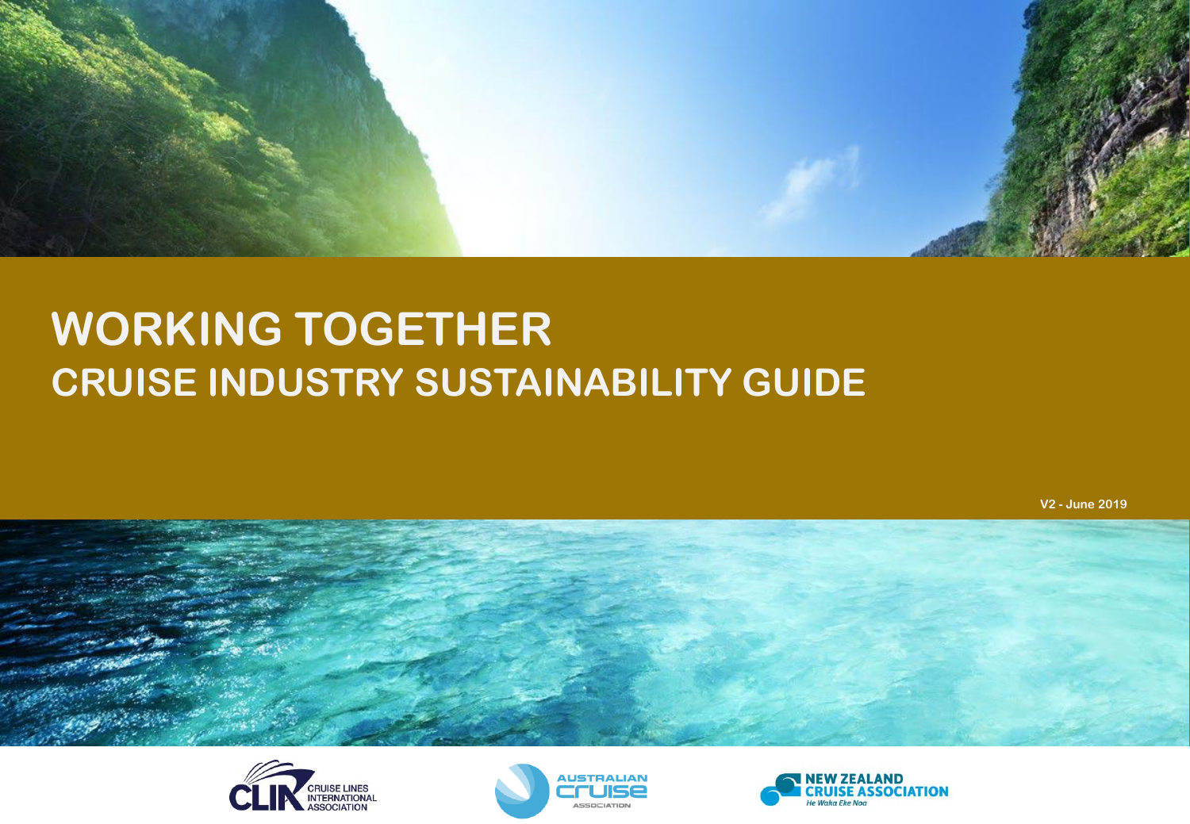# WORKING TOGETHER

## CRUISE INDUSTRY SUSTAINABILITY GUIDE

V2 - June 2019

CRUISE LINES INTERNATIONAL ASSOCIATION

AUSTRALIAN CRUISE ASSOCIATION

NEW ZEALAND CRUISE ASSOCIATION
He Waka Eke Noa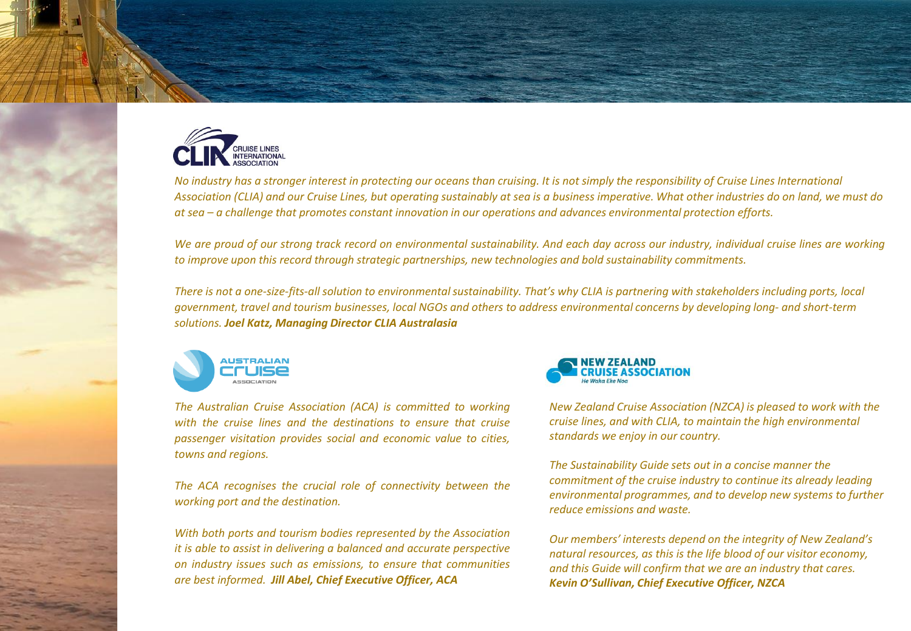**CLIA** CRUISE LINES INTERNATIONAL ASSOCIATION

*No industry has a stronger interest in protecting our oceans than cruising. It is not simply the responsibility of Cruise Lines International Association (CLIA) and our Cruise Lines, but operating sustainably at sea is a business imperative. What other industries do on land, we must do at sea – a challenge that promotes constant innovation in our operations and advances environmental protection efforts.*

*We are proud of our strong track record on environmental sustainability. And each day across our industry, individual cruise lines are working to improve upon this record through strategic partnerships, new technologies and bold sustainability commitments.*

*There is not a one-size-fits-all solution to environmental sustainability. That's why CLIA is partnering with stakeholders including ports, local government, travel and tourism businesses, local NGOs and others to address environmental concerns by developing long- and short-term solutions.* ***Joel Katz, Managing Director CLIA Australasia***

**AUSTRALIAN CRUISE ASSOCIATION**

*The Australian Cruise Association (ACA) is committed to working with the cruise lines and the destinations to ensure that cruise passenger visitation provides social and economic value to cities, towns and regions.*

*The ACA recognises the crucial role of connectivity between the working port and the destination.*

*With both ports and tourism bodies represented by the Association it is able to assist in delivering a balanced and accurate perspective on industry issues such as emissions, to ensure that communities are best informed.* ***Jill Abel, Chief Executive Officer, ACA***

**NEW ZEALAND CRUISE ASSOCIATION** *He Waka Eke Noa*

*New Zealand Cruise Association (NZCA) is pleased to work with the cruise lines, and with CLIA, to maintain the high environmental standards we enjoy in our country.*

*The Sustainability Guide sets out in a concise manner the commitment of the cruise industry to continue its already leading environmental programmes, and to develop new systems to further reduce emissions and waste.*

*Our members' interests depend on the integrity of New Zealand's natural resources, as this is the life blood of our visitor economy, and this Guide will confirm that we are an industry that cares.* ***Kevin O'Sullivan, Chief Executive Officer, NZCA***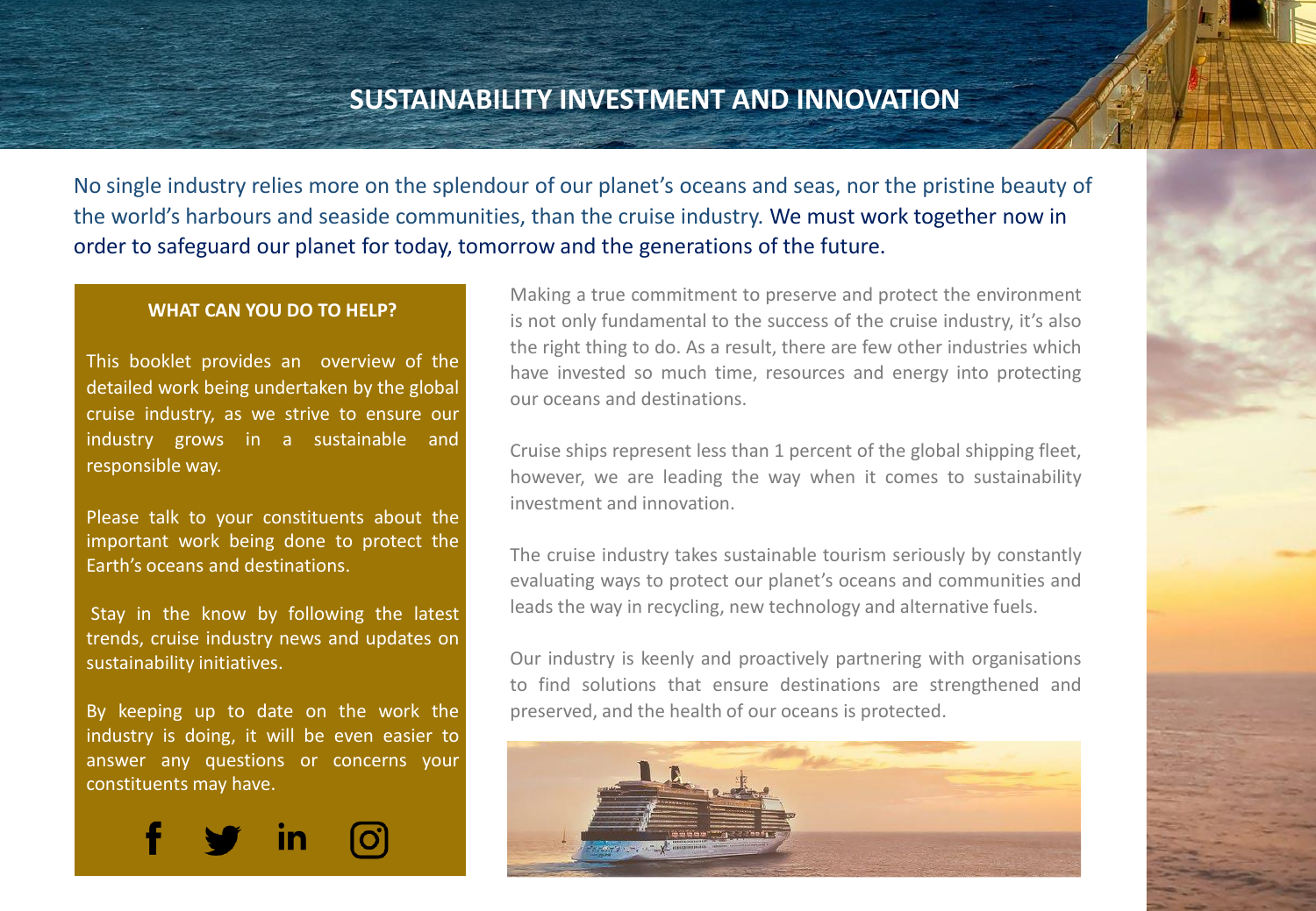# SUSTAINABILITY INVESTMENT AND INNOVATION

No single industry relies more on the splendour of our planet's oceans and seas, nor the pristine beauty of the world's harbours and seaside communities, than the cruise industry. We must work together now in order to safeguard our planet for today, tomorrow and the generations of the future.

### WHAT CAN YOU DO TO HELP?

This booklet provides an overview of the detailed work being undertaken by the global cruise industry, as we strive to ensure our industry grows in a sustainable and responsible way.

Please talk to your constituents about the important work being done to protect the Earth's oceans and destinations.

Stay in the know by following the latest trends, cruise industry news and updates on sustainability initiatives.

By keeping up to date on the work the industry is doing, it will be even easier to answer any questions or concerns your constituents may have.

Making a true commitment to preserve and protect the environment is not only fundamental to the success of the cruise industry, it's also the right thing to do. As a result, there are few other industries which have invested so much time, resources and energy into protecting our oceans and destinations.

Cruise ships represent less than 1 percent of the global shipping fleet, however, we are leading the way when it comes to sustainability investment and innovation.

The cruise industry takes sustainable tourism seriously by constantly evaluating ways to protect our planet's oceans and communities and leads the way in recycling, new technology and alternative fuels.

Our industry is keenly and proactively partnering with organisations to find solutions that ensure destinations are strengthened and preserved, and the health of our oceans is protected.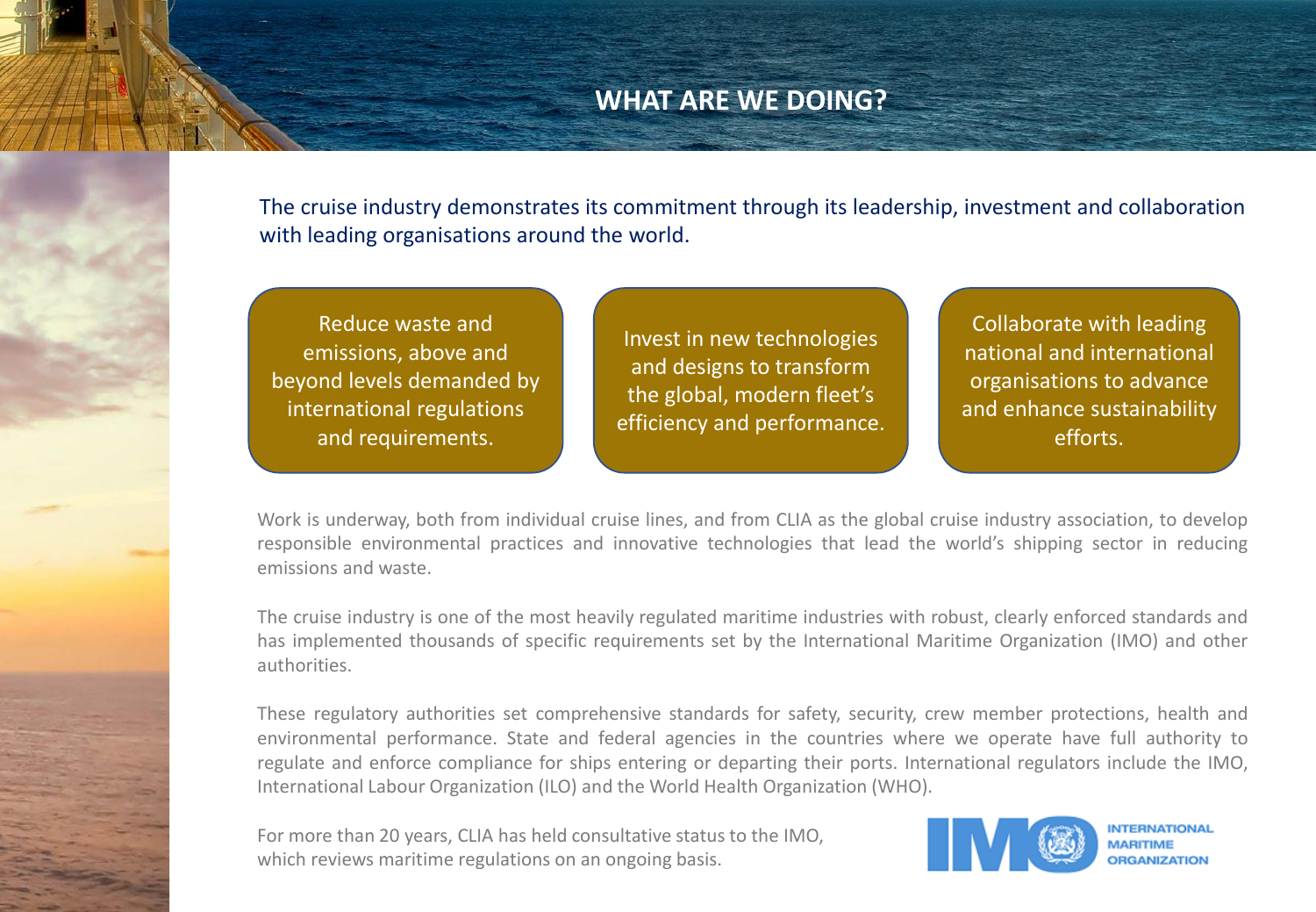# WHAT ARE WE DOING?

The cruise industry demonstrates its commitment through its leadership, investment and collaboration with leading organisations around the world.

- Reduce waste and emissions, above and beyond levels demanded by international regulations and requirements.
- Invest in new technologies and designs to transform the global, modern fleet's efficiency and performance.
- Collaborate with leading national and international organisations to advance and enhance sustainability efforts.

Work is underway, both from individual cruise lines, and from CLIA as the global cruise industry association, to develop responsible environmental practices and innovative technologies that lead the world's shipping sector in reducing emissions and waste.

The cruise industry is one of the most heavily regulated maritime industries with robust, clearly enforced standards and has implemented thousands of specific requirements set by the International Maritime Organization (IMO) and other authorities.

These regulatory authorities set comprehensive standards for safety, security, crew member protections, health and environmental performance. State and federal agencies in the countries where we operate have full authority to regulate and enforce compliance for ships entering or departing their ports. International regulators include the IMO, International Labour Organization (ILO) and the World Health Organization (WHO).

For more than 20 years, CLIA has held consultative status to the IMO, which reviews maritime regulations on an ongoing basis.

IMO INTERNATIONAL MARITIME ORGANIZATION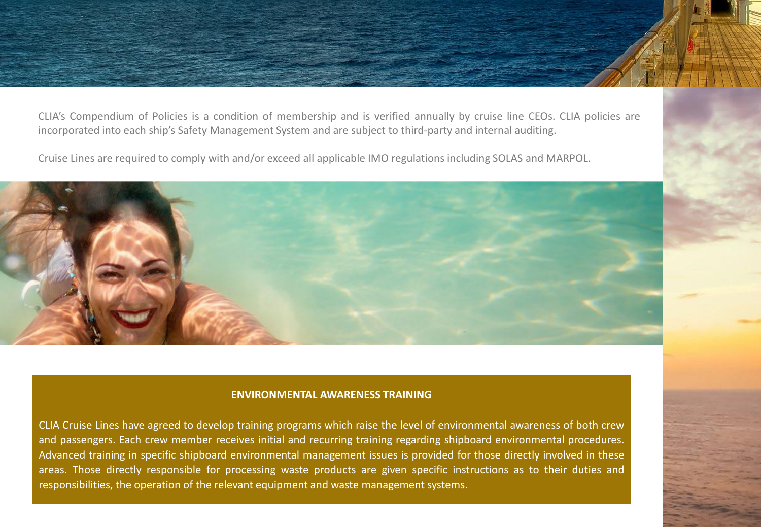CLIA's Compendium of Policies is a condition of membership and is verified annually by cruise line CEOs. CLIA policies are incorporated into each ship's Safety Management System and are subject to third-party and internal auditing.

Cruise Lines are required to comply with and/or exceed all applicable IMO regulations including SOLAS and MARPOL.

## ENVIRONMENTAL AWARENESS TRAINING

CLIA Cruise Lines have agreed to develop training programs which raise the level of environmental awareness of both crew and passengers. Each crew member receives initial and recurring training regarding shipboard environmental procedures. Advanced training in specific shipboard environmental management issues is provided for those directly involved in these areas. Those directly responsible for processing waste products are given specific instructions as to their duties and responsibilities, the operation of the relevant equipment and waste management systems.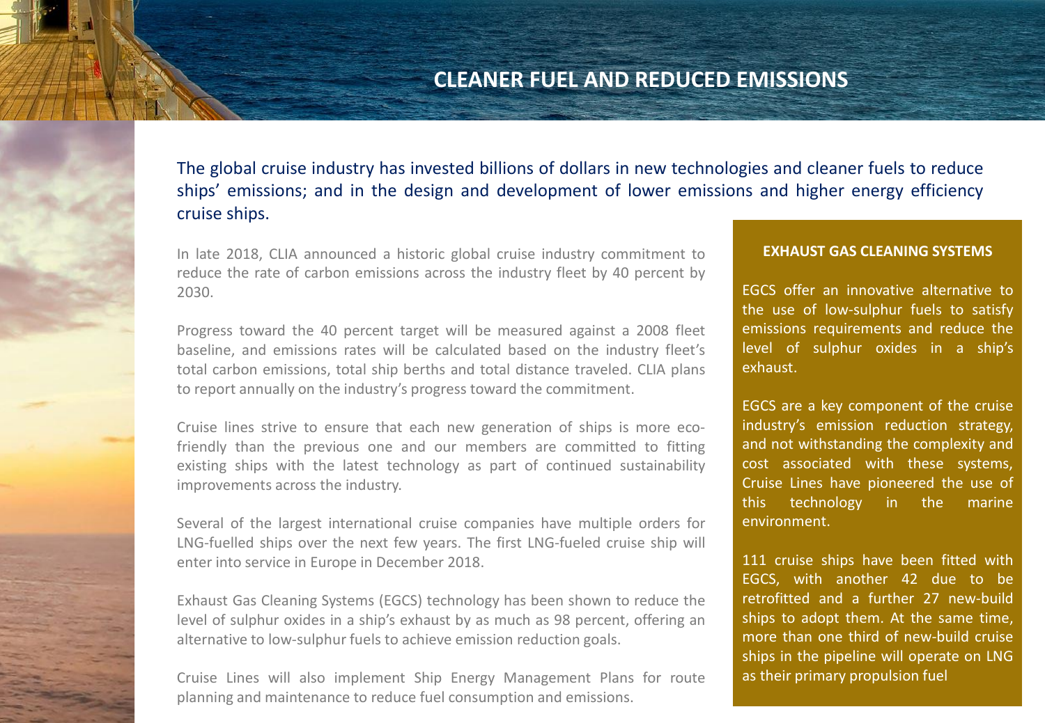# CLEANER FUEL AND REDUCED EMISSIONS

The global cruise industry has invested billions of dollars in new technologies and cleaner fuels to reduce ships' emissions; and in the design and development of lower emissions and higher energy efficiency cruise ships.

In late 2018, CLIA announced a historic global cruise industry commitment to reduce the rate of carbon emissions across the industry fleet by 40 percent by 2030.

Progress toward the 40 percent target will be measured against a 2008 fleet baseline, and emissions rates will be calculated based on the industry fleet's total carbon emissions, total ship berths and total distance traveled. CLIA plans to report annually on the industry's progress toward the commitment.

Cruise lines strive to ensure that each new generation of ships is more eco-friendly than the previous one and our members are committed to fitting existing ships with the latest technology as part of continued sustainability improvements across the industry.

Several of the largest international cruise companies have multiple orders for LNG-fuelled ships over the next few years. The first LNG-fueled cruise ship will enter into service in Europe in December 2018.

Exhaust Gas Cleaning Systems (EGCS) technology has been shown to reduce the level of sulphur oxides in a ship's exhaust by as much as 98 percent, offering an alternative to low-sulphur fuels to achieve emission reduction goals.

Cruise Lines will also implement Ship Energy Management Plans for route planning and maintenance to reduce fuel consumption and emissions.

## EXHAUST GAS CLEANING SYSTEMS

EGCS offer an innovative alternative to the use of low-sulphur fuels to satisfy emissions requirements and reduce the level of sulphur oxides in a ship's exhaust.

EGCS are a key component of the cruise industry's emission reduction strategy, and not withstanding the complexity and cost associated with these systems, Cruise Lines have pioneered the use of this technology in the marine environment.

111 cruise ships have been fitted with EGCS, with another 42 due to be retrofitted and a further 27 new-build ships to adopt them. At the same time, more than one third of new-build cruise ships in the pipeline will operate on LNG as their primary propulsion fuel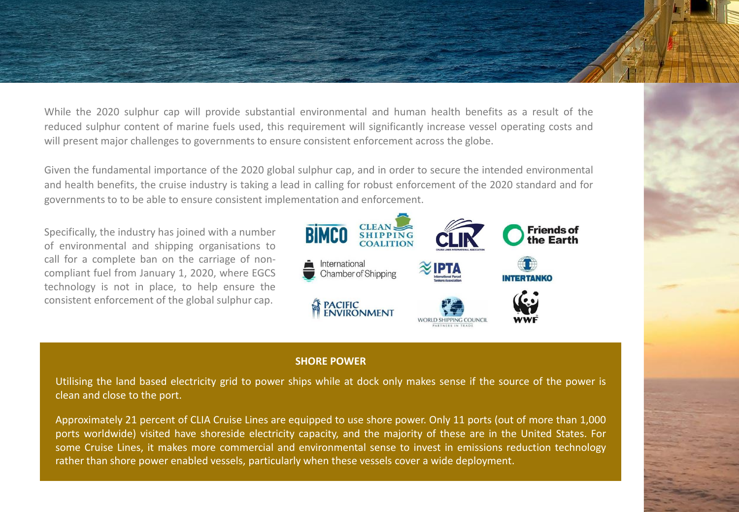While the 2020 sulphur cap will provide substantial environmental and human health benefits as a result of the reduced sulphur content of marine fuels used, this requirement will significantly increase vessel operating costs and will present major challenges to governments to ensure consistent enforcement across the globe.

Given the fundamental importance of the 2020 global sulphur cap, and in order to secure the intended environmental and health benefits, the cruise industry is taking a lead in calling for robust enforcement of the 2020 standard and for governments to to be able to ensure consistent implementation and enforcement.

Specifically, the industry has joined with a number of environmental and shipping organisations to call for a complete ban on the carriage of non-compliant fuel from January 1, 2020, where EGCS technology is not in place, to help ensure the consistent enforcement of the global sulphur cap.

## SHORE POWER

Utilising the land based electricity grid to power ships while at dock only makes sense if the source of the power is clean and close to the port.

Approximately 21 percent of CLIA Cruise Lines are equipped to use shore power. Only 11 ports (out of more than 1,000 ports worldwide) visited have shoreside electricity capacity, and the majority of these are in the United States. For some Cruise Lines, it makes more commercial and environmental sense to invest in emissions reduction technology rather than shore power enabled vessels, particularly when these vessels cover a wide deployment.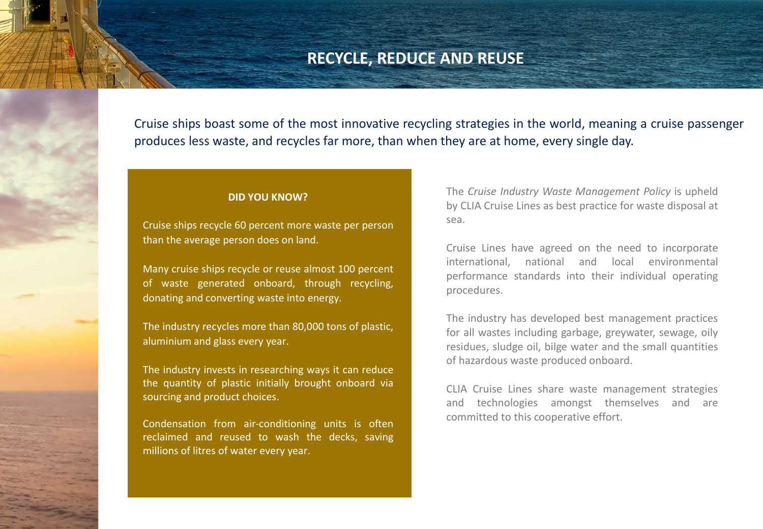# RECYCLE, REDUCE AND REUSE

Cruise ships boast some of the most innovative recycling strategies in the world, meaning a cruise passenger produces less waste, and recycles far more, than when they are at home, every single day.

**DID YOU KNOW?**

Cruise ships recycle 60 percent more waste per person than the average person does on land.

Many cruise ships recycle or reuse almost 100 percent of waste generated onboard, through recycling, donating and converting waste into energy.

The industry recycles more than 80,000 tons of plastic, aluminium and glass every year.

The industry invests in researching ways it can reduce the quantity of plastic initially brought onboard via sourcing and product choices.

Condensation from air-conditioning units is often reclaimed and reused to wash the decks, saving millions of litres of water every year.

The *Cruise Industry Waste Management Policy* is upheld by CLIA Cruise Lines as best practice for waste disposal at sea.

Cruise Lines have agreed on the need to incorporate international, national and local environmental performance standards into their individual operating procedures.

The industry has developed best management practices for all wastes including garbage, greywater, sewage, oily residues, sludge oil, bilge water and the small quantities of hazardous waste produced onboard.

CLIA Cruise Lines share waste management strategies and technologies amongst themselves and are committed to this cooperative effort.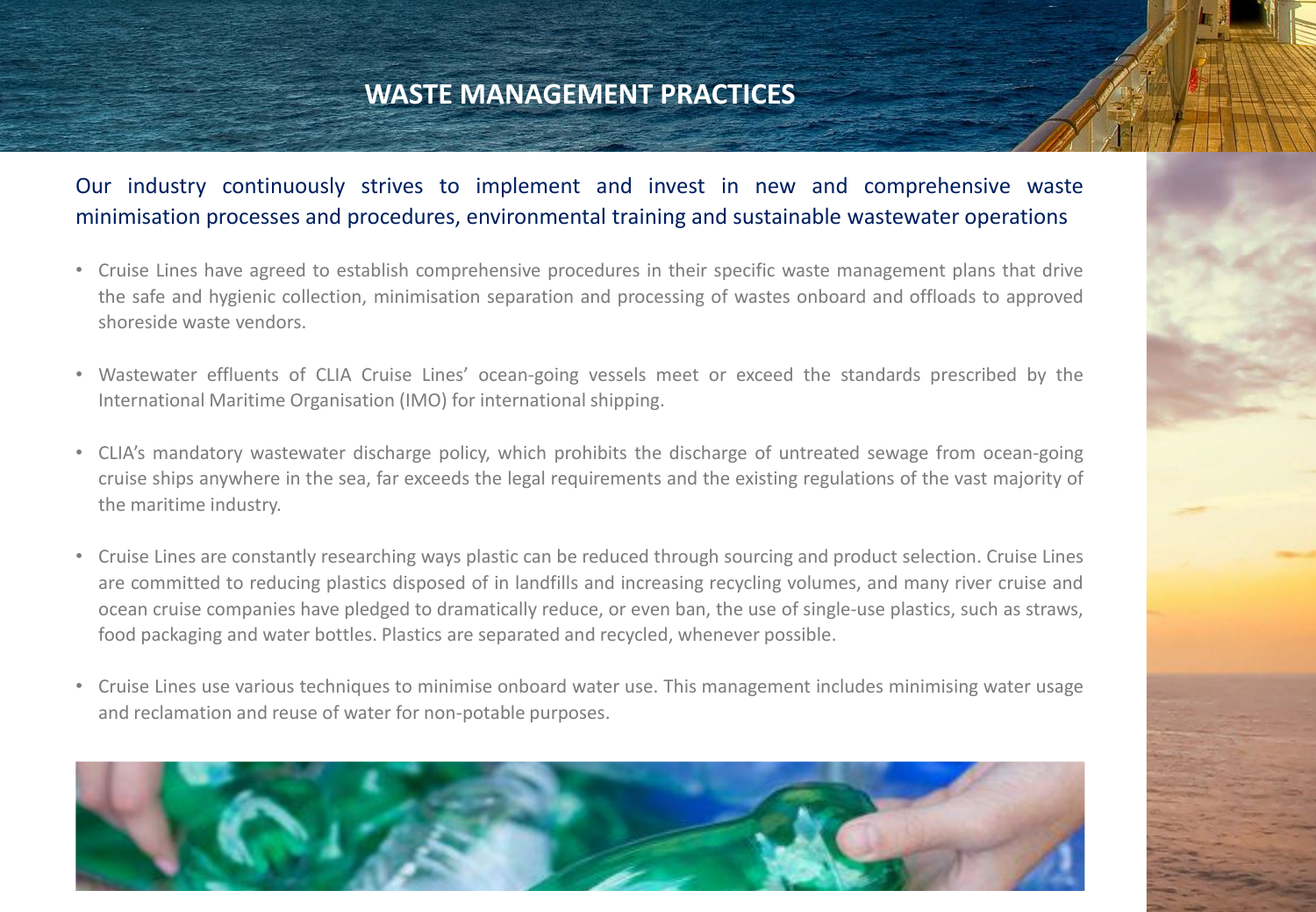# WASTE MANAGEMENT PRACTICES

Our industry continuously strives to implement and invest in new and comprehensive waste minimisation processes and procedures, environmental training and sustainable wastewater operations

- Cruise Lines have agreed to establish comprehensive procedures in their specific waste management plans that drive the safe and hygienic collection, minimisation separation and processing of wastes onboard and offloads to approved shoreside waste vendors.

- Wastewater effluents of CLIA Cruise Lines' ocean-going vessels meet or exceed the standards prescribed by the International Maritime Organisation (IMO) for international shipping.

- CLIA's mandatory wastewater discharge policy, which prohibits the discharge of untreated sewage from ocean-going cruise ships anywhere in the sea, far exceeds the legal requirements and the existing regulations of the vast majority of the maritime industry.

- Cruise Lines are constantly researching ways plastic can be reduced through sourcing and product selection. Cruise Lines are committed to reducing plastics disposed of in landfills and increasing recycling volumes, and many river cruise and ocean cruise companies have pledged to dramatically reduce, or even ban, the use of single-use plastics, such as straws, food packaging and water bottles. Plastics are separated and recycled, whenever possible.

- Cruise Lines use various techniques to minimise onboard water use. This management includes minimising water usage and reclamation and reuse of water for non-potable purposes.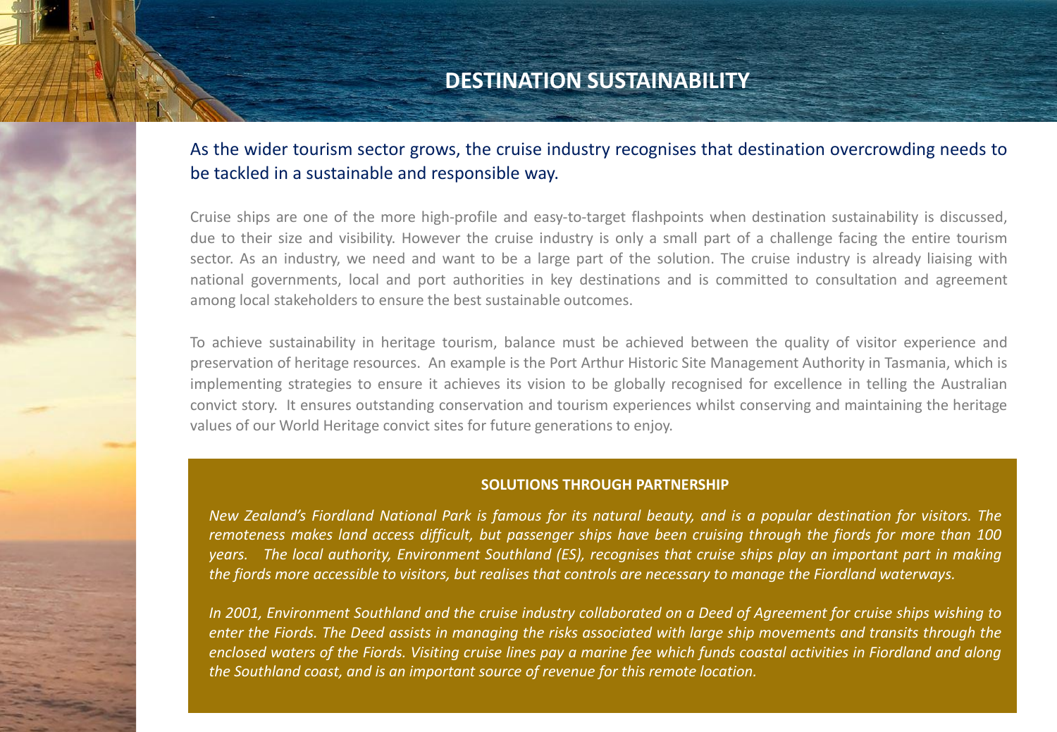# DESTINATION SUSTAINABILITY

As the wider tourism sector grows, the cruise industry recognises that destination overcrowding needs to be tackled in a sustainable and responsible way.

Cruise ships are one of the more high-profile and easy-to-target flashpoints when destination sustainability is discussed, due to their size and visibility. However the cruise industry is only a small part of a challenge facing the entire tourism sector. As an industry, we need and want to be a large part of the solution. The cruise industry is already liaising with national governments, local and port authorities in key destinations and is committed to consultation and agreement among local stakeholders to ensure the best sustainable outcomes.

To achieve sustainability in heritage tourism, balance must be achieved between the quality of visitor experience and preservation of heritage resources. An example is the Port Arthur Historic Site Management Authority in Tasmania, which is implementing strategies to ensure it achieves its vision to be globally recognised for excellence in telling the Australian convict story. It ensures outstanding conservation and tourism experiences whilst conserving and maintaining the heritage values of our World Heritage convict sites for future generations to enjoy.

## SOLUTIONS THROUGH PARTNERSHIP

*New Zealand's Fiordland National Park is famous for its natural beauty, and is a popular destination for visitors. The remoteness makes land access difficult, but passenger ships have been cruising through the fiords for more than 100 years. The local authority, Environment Southland (ES), recognises that cruise ships play an important part in making the fiords more accessible to visitors, but realises that controls are necessary to manage the Fiordland waterways.*

*In 2001, Environment Southland and the cruise industry collaborated on a Deed of Agreement for cruise ships wishing to enter the Fiords. The Deed assists in managing the risks associated with large ship movements and transits through the enclosed waters of the Fiords. Visiting cruise lines pay a marine fee which funds coastal activities in Fiordland and along the Southland coast, and is an important source of revenue for this remote location.*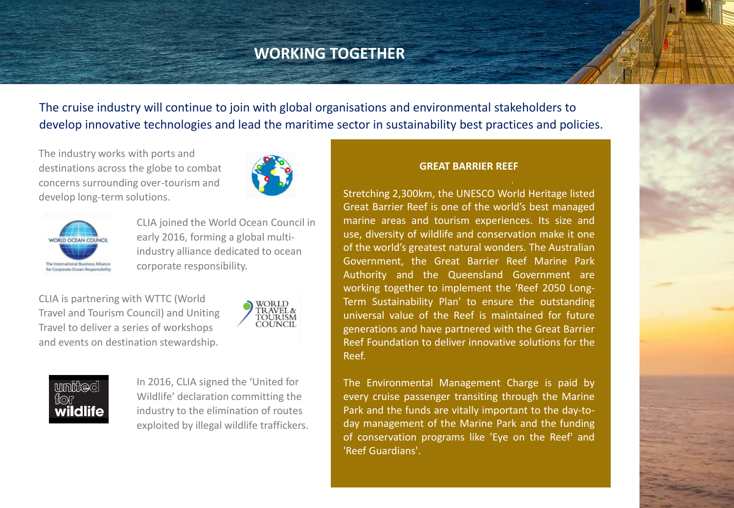# WORKING TOGETHER

The cruise industry will continue to join with global organisations and environmental stakeholders to develop innovative technologies and lead the maritime sector in sustainability best practices and policies.

The industry works with ports and destinations across the globe to combat concerns surrounding over-tourism and develop long-term solutions.

CLIA joined the World Ocean Council in early 2016, forming a global multi-industry alliance dedicated to ocean corporate responsibility.

CLIA is partnering with WTTC (World Travel and Tourism Council) and Uniting Travel to deliver a series of workshops and events on destination stewardship.

In 2016, CLIA signed the 'United for Wildlife' declaration committing the industry to the elimination of routes exploited by illegal wildlife traffickers.

## GREAT BARRIER REEF

Stretching 2,300km, the UNESCO World Heritage listed Great Barrier Reef is one of the world's best managed marine areas and tourism experiences. Its size and use, diversity of wildlife and conservation make it one of the world's greatest natural wonders. The Australian Government, the Great Barrier Reef Marine Park Authority and the Queensland Government are working together to implement the 'Reef 2050 Long-Term Sustainability Plan' to ensure the outstanding universal value of the Reef is maintained for future generations and have partnered with the Great Barrier Reef Foundation to deliver innovative solutions for the Reef.

The Environmental Management Charge is paid by every cruise passenger transiting through the Marine Park and the funds are vitally important to the day-to-day management of the Marine Park and the funding of conservation programs like 'Eye on the Reef' and 'Reef Guardians'.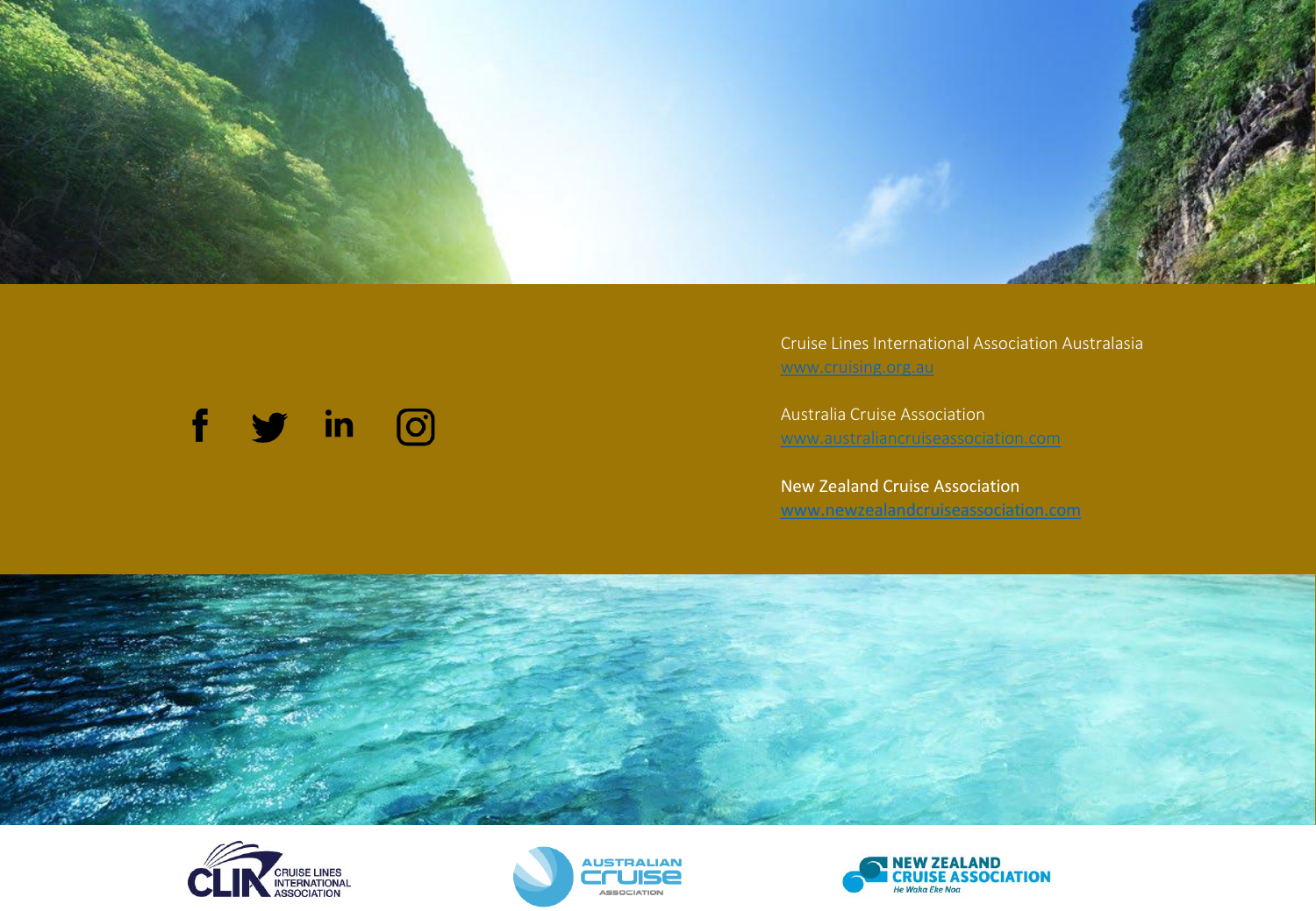Cruise Lines International Association Australasia
www.cruising.org.au

Australia Cruise Association
www.australiancruiseassociation.com

New Zealand Cruise Association
www.newzealandcruiseassociation.com